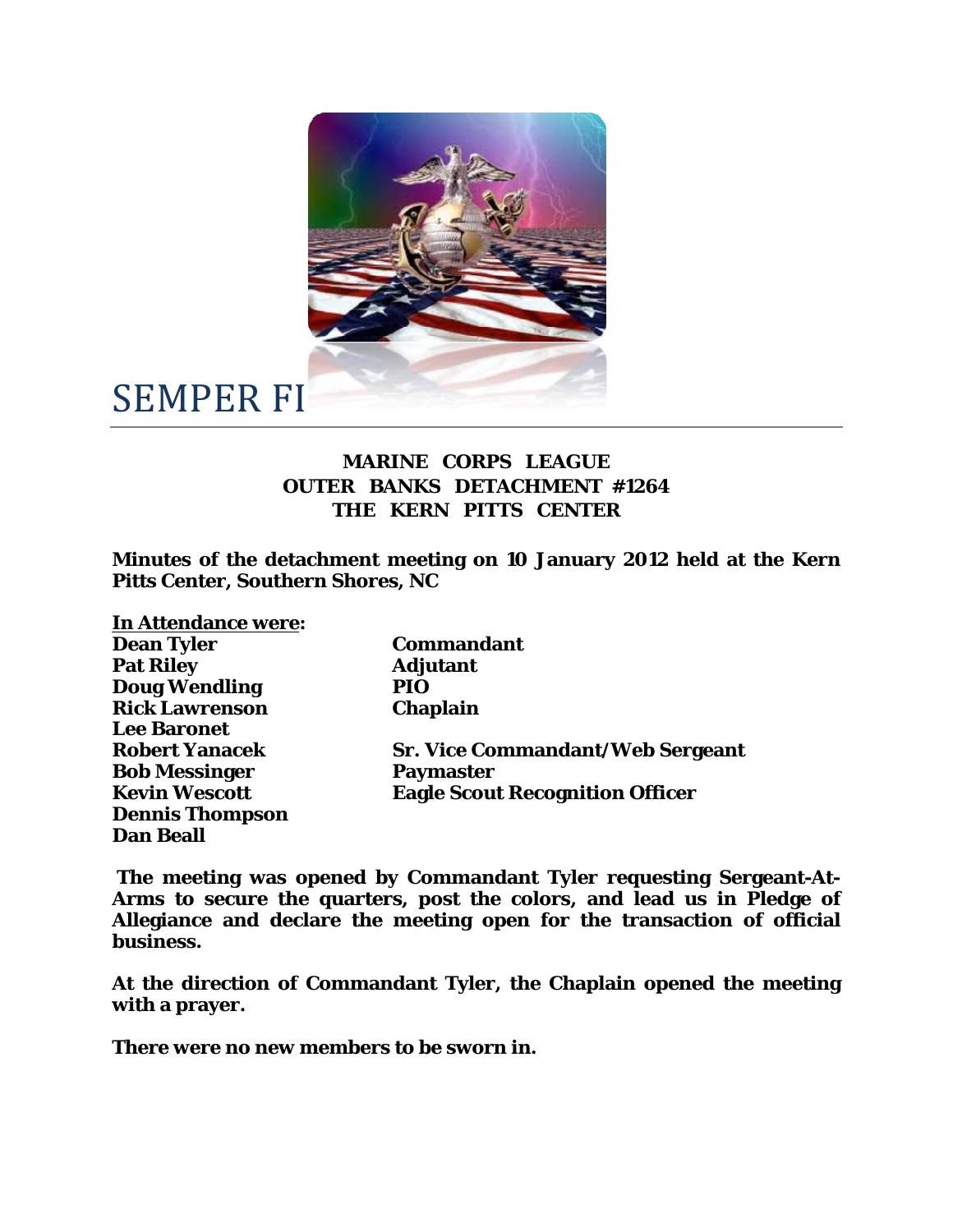# SEMPER FI

**MARINE CORPS LEAGUE**
**OUTER BANKS DETACHMENT #1264**
**THE KERN PITTS CENTER**

**Minutes of the detachment meeting on 10 January 2012 held at the Kern Pitts Center, Southern Shores, NC**

**In Attendance were:**

| | |
|---|---|
| **Dean Tyler** | **Commandant** |
| **Pat Riley** | **Adjutant** |
| **Doug Wendling** | **PIO** |
| **Rick Lawrenson** | **Chaplain** |
| **Lee Baronet** | |
| **Robert Yanacek** | **Sr. Vice Commandant/Web Sergeant** |
| **Bob Messinger** | **Paymaster** |
| **Kevin Wescott** | **Eagle Scout Recognition Officer** |
| **Dennis Thompson** | |
| **Dan Beall** | |

**The meeting was opened by Commandant Tyler requesting Sergeant-At-Arms to secure the quarters, post the colors, and lead us in Pledge of Allegiance and declare the meeting open for the transaction of official business.**

**At the direction of Commandant Tyler, the Chaplain opened the meeting with a prayer.**

**There were no new members to be sworn in.**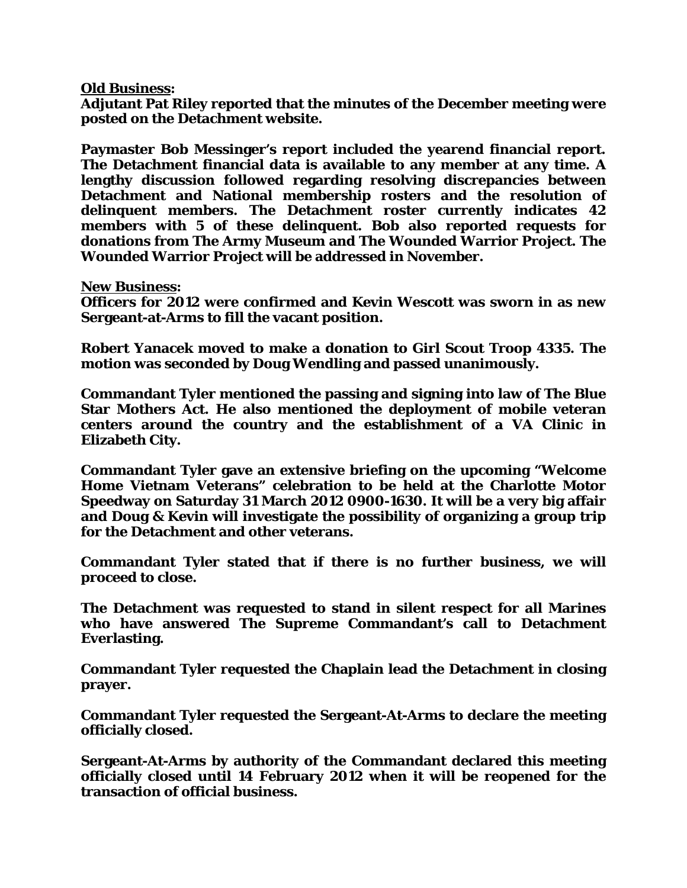**Old Business:**

**Adjutant Pat Riley reported that the minutes of the December meeting were posted on the Detachment website.**

**Paymaster Bob Messinger's report included the yearend financial report. The Detachment financial data is available to any member at any time. A lengthy discussion followed regarding resolving discrepancies between Detachment and National membership rosters and the resolution of delinquent members. The Detachment roster currently indicates 42 members with 5 of these delinquent. Bob also reported requests for donations from The Army Museum and The Wounded Warrior Project. The Wounded Warrior Project will be addressed in November.**

**New Business:**

**Officers for 2012 were confirmed and Kevin Wescott was sworn in as new Sergeant-at-Arms to fill the vacant position.**

**Robert Yanacek moved to make a donation to Girl Scout Troop 4335. The motion was seconded by Doug Wendling and passed unanimously.**

**Commandant Tyler mentioned the passing and signing into law of The Blue Star Mothers Act. He also mentioned the deployment of mobile veteran centers around the country and the establishment of a VA Clinic in Elizabeth City.**

**Commandant Tyler gave an extensive briefing on the upcoming "Welcome Home Vietnam Veterans" celebration to be held at the Charlotte Motor Speedway on Saturday 31 March 2012 0900-1630. It will be a very big affair and Doug & Kevin will investigate the possibility of organizing a group trip for the Detachment and other veterans.**

**Commandant Tyler stated that if there is no further business, we will proceed to close.**

**The Detachment was requested to stand in silent respect for all Marines who have answered The Supreme Commandant's call to Detachment Everlasting.**

**Commandant Tyler requested the Chaplain lead the Detachment in closing prayer.**

**Commandant Tyler requested the Sergeant-At-Arms to declare the meeting officially closed.**

**Sergeant-At-Arms by authority of the Commandant declared this meeting officially closed until 14 February 2012 when it will be reopened for the transaction of official business.**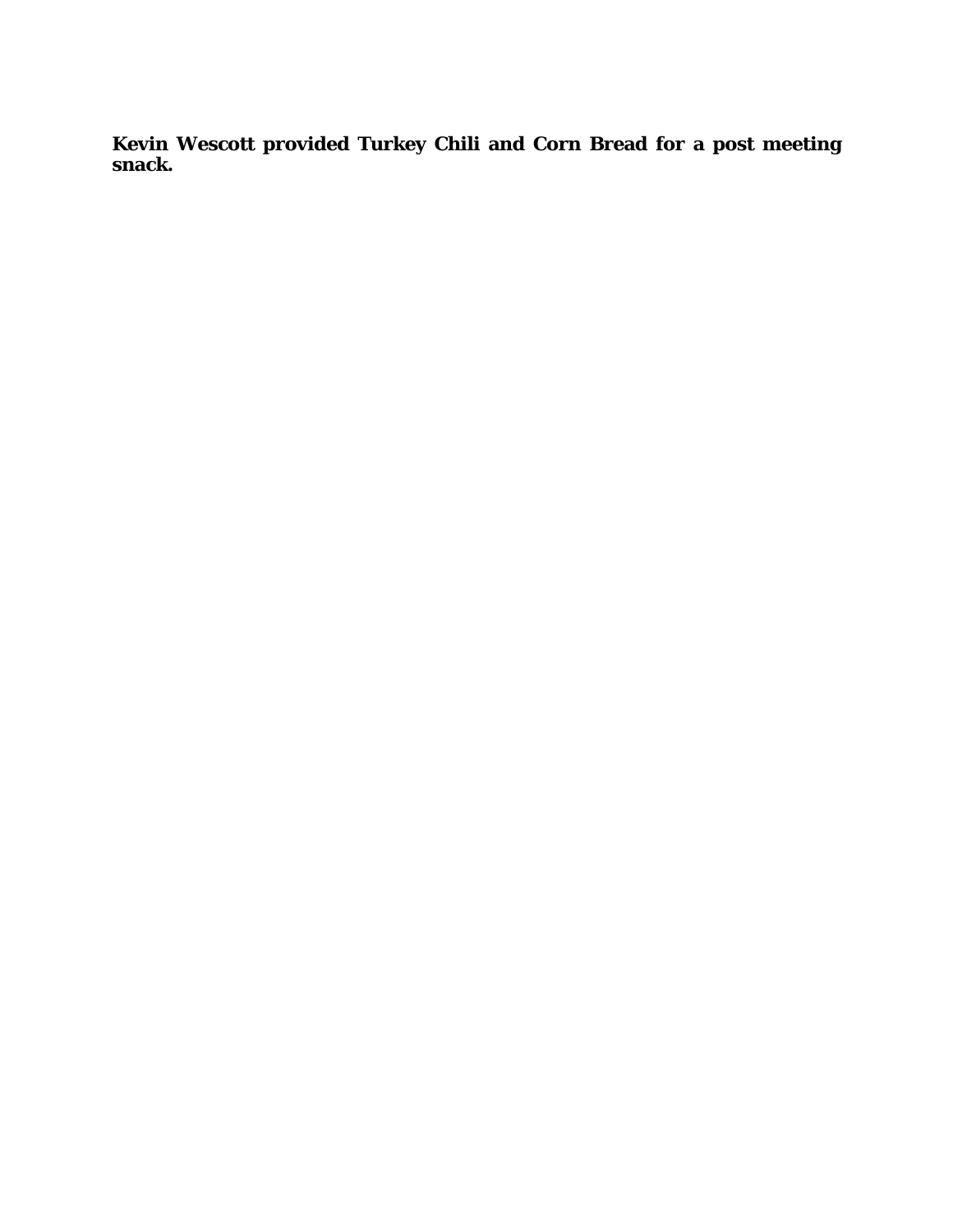**Kevin Wescott provided Turkey Chili and Corn Bread for a post meeting snack.**